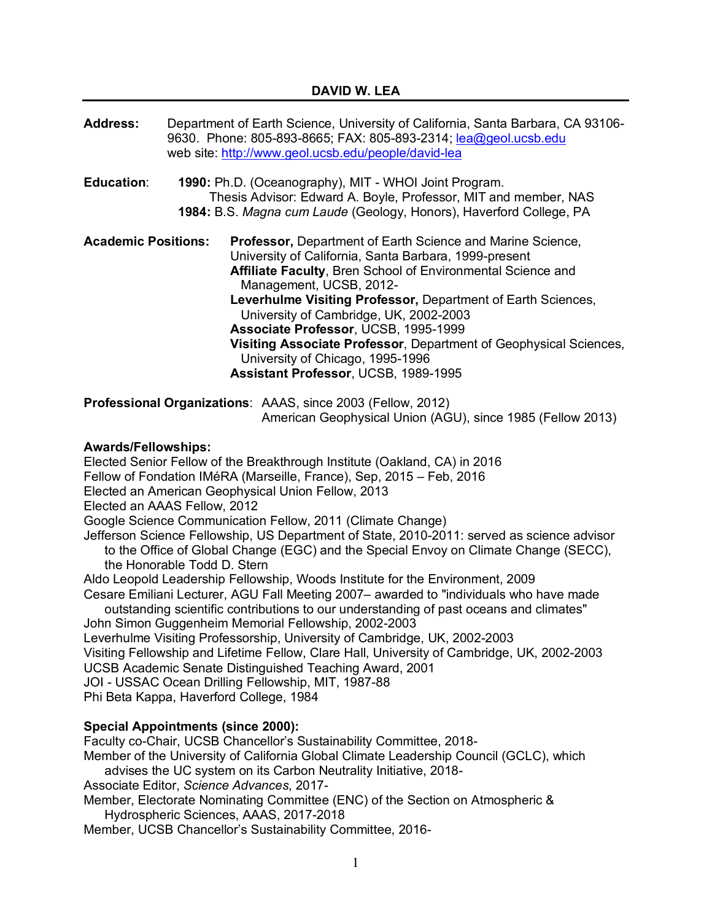# DAVID W. LEA

**Address:** Department of Earth Science, University of California, Santa Barbara, CA 93106-9630. Phone: 805-893-8665; FAX: 805-893-2314; lea@geol.ucsb.edu
web site: http://www.geol.ucsb.edu/people/david-lea

**Education**: **1990:** Ph.D. (Oceanography), MIT - WHOI Joint Program.
Thesis Advisor: Edward A. Boyle, Professor, MIT and member, NAS
**1984:** B.S. *Magna cum Laude* (Geology, Honors), Haverford College, PA

**Academic Positions:**

**Professor,** Department of Earth Science and Marine Science, University of California, Santa Barbara, 1999-present
**Affiliate Faculty**, Bren School of Environmental Science and Management, UCSB, 2012-
**Leverhulme Visiting Professor,** Department of Earth Sciences, University of Cambridge, UK, 2002-2003
**Associate Professor**, UCSB, 1995-1999
**Visiting Associate Professor**, Department of Geophysical Sciences, University of Chicago, 1995-1996
**Assistant Professor**, UCSB, 1989-1995

**Professional Organizations**: AAAS, since 2003 (Fellow, 2012)
American Geophysical Union (AGU), since 1985 (Fellow 2013)

**Awards/Fellowships:**

Elected Senior Fellow of the Breakthrough Institute (Oakland, CA) in 2016
Fellow of Fondation IMéRA (Marseille, France), Sep, 2015 – Feb, 2016
Elected an American Geophysical Union Fellow, 2013
Elected an AAAS Fellow, 2012
Google Science Communication Fellow, 2011 (Climate Change)
Jefferson Science Fellowship, US Department of State, 2010-2011: served as science advisor to the Office of Global Change (EGC) and the Special Envoy on Climate Change (SECC), the Honorable Todd D. Stern
Aldo Leopold Leadership Fellowship, Woods Institute for the Environment, 2009
Cesare Emiliani Lecturer, AGU Fall Meeting 2007– awarded to "individuals who have made outstanding scientific contributions to our understanding of past oceans and climates"
John Simon Guggenheim Memorial Fellowship, 2002-2003
Leverhulme Visiting Professorship, University of Cambridge, UK, 2002-2003
Visiting Fellowship and Lifetime Fellow, Clare Hall, University of Cambridge, UK, 2002-2003
UCSB Academic Senate Distinguished Teaching Award, 2001
JOI - USSAC Ocean Drilling Fellowship, MIT, 1987-88
Phi Beta Kappa, Haverford College, 1984

**Special Appointments (since 2000):**

Faculty co-Chair, UCSB Chancellor's Sustainability Committee, 2018-
Member of the University of California Global Climate Leadership Council (GCLC), which advises the UC system on its Carbon Neutrality Initiative, 2018-
Associate Editor, *Science Advances*, 2017-
Member, Electorate Nominating Committee (ENC) of the Section on Atmospheric & Hydrospheric Sciences, AAAS, 2017-2018
Member, UCSB Chancellor's Sustainability Committee, 2016-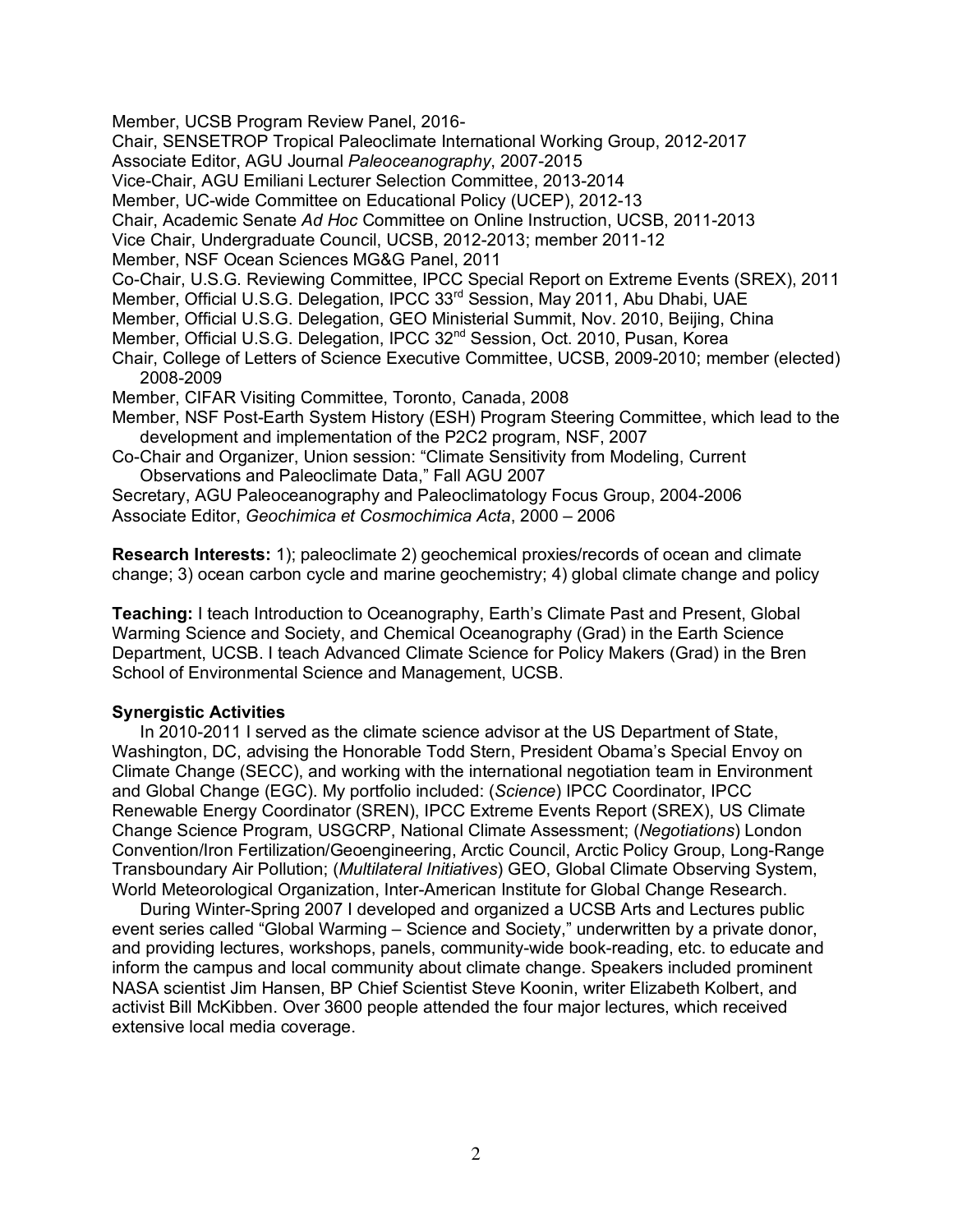Member, UCSB Program Review Panel, 2016-
Chair, SENSETROP Tropical Paleoclimate International Working Group, 2012-2017
Associate Editor, AGU Journal *Paleoceanography*, 2007-2015
Vice-Chair, AGU Emiliani Lecturer Selection Committee, 2013-2014
Member, UC-wide Committee on Educational Policy (UCEP), 2012-13
Chair, Academic Senate *Ad Hoc* Committee on Online Instruction, UCSB, 2011-2013
Vice Chair, Undergraduate Council, UCSB, 2012-2013; member 2011-12
Member, NSF Ocean Sciences MG&G Panel, 2011
Co-Chair, U.S.G. Reviewing Committee, IPCC Special Report on Extreme Events (SREX), 2011
Member, Official U.S.G. Delegation, IPCC 33rd Session, May 2011, Abu Dhabi, UAE
Member, Official U.S.G. Delegation, GEO Ministerial Summit, Nov. 2010, Beijing, China
Member, Official U.S.G. Delegation, IPCC 32nd Session, Oct. 2010, Pusan, Korea
Chair, College of Letters of Science Executive Committee, UCSB, 2009-2010; member (elected) 2008-2009
Member, CIFAR Visiting Committee, Toronto, Canada, 2008
Member, NSF Post-Earth System History (ESH) Program Steering Committee, which lead to the development and implementation of the P2C2 program, NSF, 2007
Co-Chair and Organizer, Union session: "Climate Sensitivity from Modeling, Current Observations and Paleoclimate Data," Fall AGU 2007
Secretary, AGU Paleoceanography and Paleoclimatology Focus Group, 2004-2006
Associate Editor, *Geochimica et Cosmochimica Acta*, 2000 – 2006

**Research Interests:** 1); paleoclimate 2) geochemical proxies/records of ocean and climate change; 3) ocean carbon cycle and marine geochemistry; 4) global climate change and policy

**Teaching:** I teach Introduction to Oceanography, Earth's Climate Past and Present, Global Warming Science and Society, and Chemical Oceanography (Grad) in the Earth Science Department, UCSB. I teach Advanced Climate Science for Policy Makers (Grad) in the Bren School of Environmental Science and Management, UCSB.

**Synergistic Activities**

In 2010-2011 I served as the climate science advisor at the US Department of State, Washington, DC, advising the Honorable Todd Stern, President Obama's Special Envoy on Climate Change (SECC), and working with the international negotiation team in Environment and Global Change (EGC). My portfolio included: (*Science*) IPCC Coordinator, IPCC Renewable Energy Coordinator (SREN), IPCC Extreme Events Report (SREX), US Climate Change Science Program, USGCRP, National Climate Assessment; (*Negotiations*) London Convention/Iron Fertilization/Geoengineering, Arctic Council, Arctic Policy Group, Long-Range Transboundary Air Pollution; (*Multilateral Initiatives*) GEO, Global Climate Observing System, World Meteorological Organization, Inter-American Institute for Global Change Research.

During Winter-Spring 2007 I developed and organized a UCSB Arts and Lectures public event series called "Global Warming – Science and Society," underwritten by a private donor, and providing lectures, workshops, panels, community-wide book-reading, etc. to educate and inform the campus and local community about climate change. Speakers included prominent NASA scientist Jim Hansen, BP Chief Scientist Steve Koonin, writer Elizabeth Kolbert, and activist Bill McKibben. Over 3600 people attended the four major lectures, which received extensive local media coverage.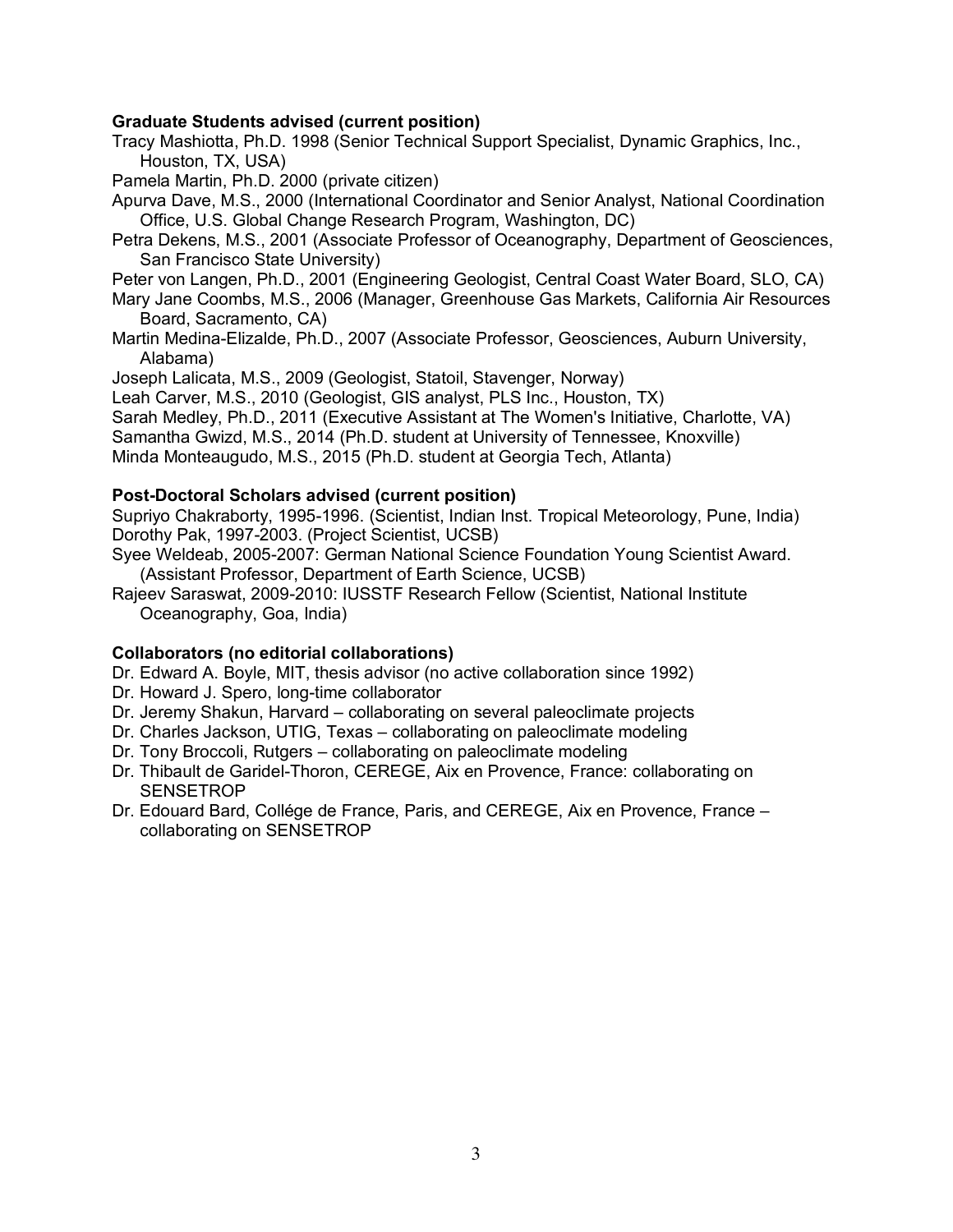**Graduate Students advised (current position)**

Tracy Mashiotta, Ph.D. 1998 (Senior Technical Support Specialist, Dynamic Graphics, Inc., Houston, TX, USA)

Pamela Martin, Ph.D. 2000 (private citizen)

Apurva Dave, M.S., 2000 (International Coordinator and Senior Analyst, National Coordination Office, U.S. Global Change Research Program, Washington, DC)

Petra Dekens, M.S., 2001 (Associate Professor of Oceanography, Department of Geosciences, San Francisco State University)

Peter von Langen, Ph.D., 2001 (Engineering Geologist, Central Coast Water Board, SLO, CA)

Mary Jane Coombs, M.S., 2006 (Manager, Greenhouse Gas Markets, California Air Resources Board, Sacramento, CA)

Martin Medina-Elizalde, Ph.D., 2007 (Associate Professor, Geosciences, Auburn University, Alabama)

Joseph Lalicata, M.S., 2009 (Geologist, Statoil, Stavenger, Norway)

Leah Carver, M.S., 2010 (Geologist, GIS analyst, PLS Inc., Houston, TX)

Sarah Medley, Ph.D., 2011 (Executive Assistant at The Women's Initiative, Charlotte, VA)

Samantha Gwizd, M.S., 2014 (Ph.D. student at University of Tennessee, Knoxville)

Minda Monteaugudo, M.S., 2015 (Ph.D. student at Georgia Tech, Atlanta)

**Post-Doctoral Scholars advised (current position)**

Supriyo Chakraborty, 1995-1996. (Scientist, Indian Inst. Tropical Meteorology, Pune, India)

Dorothy Pak, 1997-2003. (Project Scientist, UCSB)

Syee Weldeab, 2005-2007: German National Science Foundation Young Scientist Award. (Assistant Professor, Department of Earth Science, UCSB)

Rajeev Saraswat, 2009-2010: IUSSTF Research Fellow (Scientist, National Institute Oceanography, Goa, India)

**Collaborators (no editorial collaborations)**

- Dr. Edward A. Boyle, MIT, thesis advisor (no active collaboration since 1992)
- Dr. Howard J. Spero, long-time collaborator
- Dr. Jeremy Shakun, Harvard – collaborating on several paleoclimate projects
- Dr. Charles Jackson, UTIG, Texas – collaborating on paleoclimate modeling
- Dr. Tony Broccoli, Rutgers – collaborating on paleoclimate modeling
- Dr. Thibault de Garidel-Thoron, CEREGE, Aix en Provence, France: collaborating on SENSETROP
- Dr. Edouard Bard, Collége de France, Paris, and CEREGE, Aix en Provence, France – collaborating on SENSETROP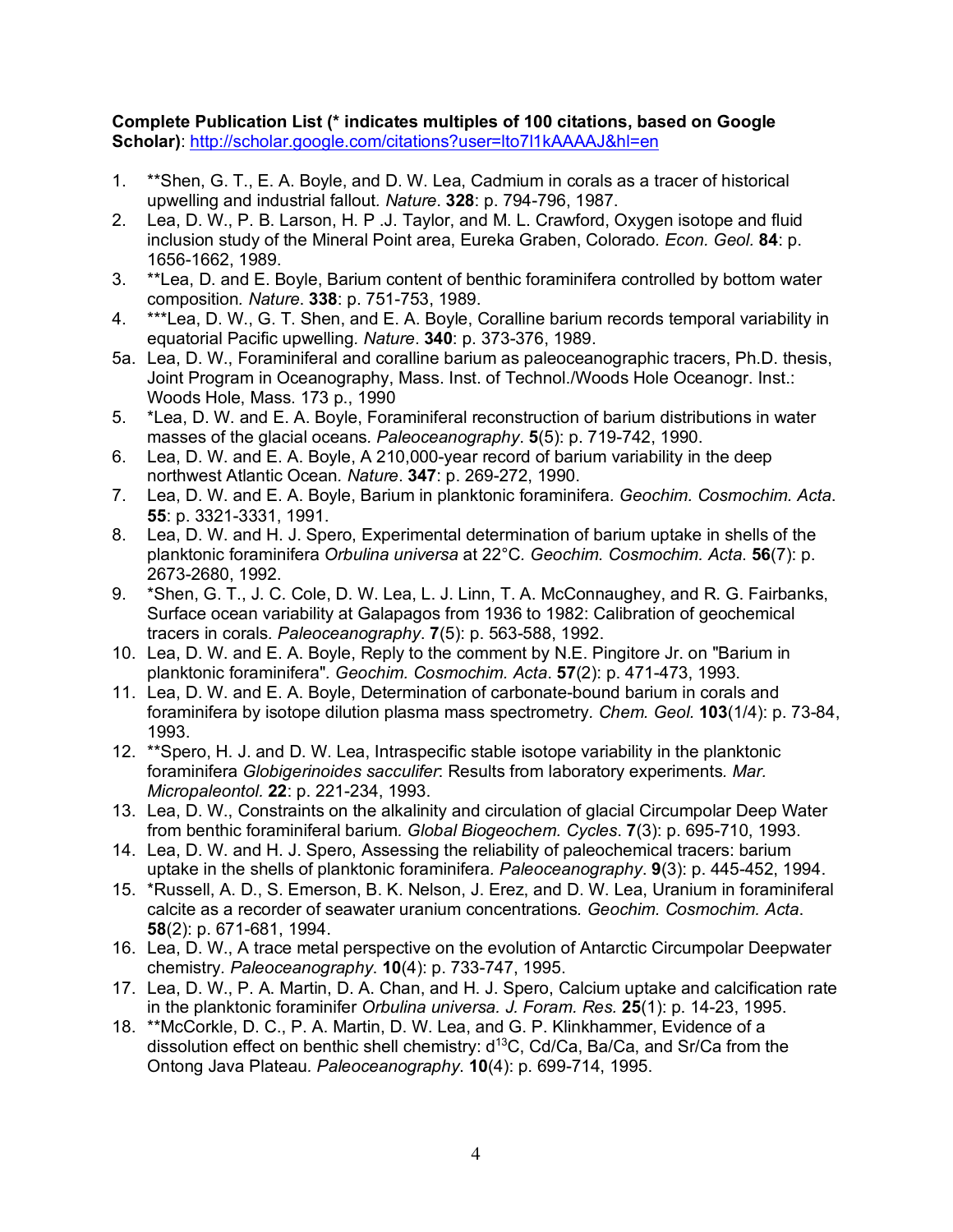**Complete Publication List (* indicates multiples of 100 citations, based on Google Scholar)**: http://scholar.google.com/citations?user=lto7l1kAAAAJ&hl=en

1. **Shen, G. T., E. A. Boyle, and D. W. Lea, Cadmium in corals as a tracer of historical upwelling and industrial fallout. *Nature*. **328**: p. 794-796, 1987.
2. Lea, D. W., P. B. Larson, H. P .J. Taylor, and M. L. Crawford, Oxygen isotope and fluid inclusion study of the Mineral Point area, Eureka Graben, Colorado. *Econ. Geol.* **84**: p. 1656-1662, 1989.
3. **Lea, D. and E. Boyle, Barium content of benthic foraminifera controlled by bottom water composition. *Nature*. **338**: p. 751-753, 1989.
4. ***Lea, D. W., G. T. Shen, and E. A. Boyle, Coralline barium records temporal variability in equatorial Pacific upwelling. *Nature*. **340**: p. 373-376, 1989.

5a. Lea, D. W., Foraminiferal and coralline barium as paleoceanographic tracers, Ph.D. thesis, Joint Program in Oceanography, Mass. Inst. of Technol./Woods Hole Oceanogr. Inst.: Woods Hole, Mass. 173 p., 1990

5. *Lea, D. W. and E. A. Boyle, Foraminiferal reconstruction of barium distributions in water masses of the glacial oceans. *Paleoceanography*. **5**(5): p. 719-742, 1990.
6. Lea, D. W. and E. A. Boyle, A 210,000-year record of barium variability in the deep northwest Atlantic Ocean. *Nature*. **347**: p. 269-272, 1990.
7. Lea, D. W. and E. A. Boyle, Barium in planktonic foraminifera. *Geochim. Cosmochim. Acta*. **55**: p. 3321-3331, 1991.
8. Lea, D. W. and H. J. Spero, Experimental determination of barium uptake in shells of the planktonic foraminifera *Orbulina universa* at 22°C. *Geochim. Cosmochim. Acta*. **56**(7): p. 2673-2680, 1992.
9. *Shen, G. T., J. C. Cole, D. W. Lea, L. J. Linn, T. A. McConnaughey, and R. G. Fairbanks, Surface ocean variability at Galapagos from 1936 to 1982: Calibration of geochemical tracers in corals. *Paleoceanography*. **7**(5): p. 563-588, 1992.
10. Lea, D. W. and E. A. Boyle, Reply to the comment by N.E. Pingitore Jr. on "Barium in planktonic foraminifera". *Geochim. Cosmochim. Acta*. **57**(2): p. 471-473, 1993.
11. Lea, D. W. and E. A. Boyle, Determination of carbonate-bound barium in corals and foraminifera by isotope dilution plasma mass spectrometry. *Chem. Geol.* **103**(1/4): p. 73-84, 1993.
12. **Spero, H. J. and D. W. Lea, Intraspecific stable isotope variability in the planktonic foraminifera *Globigerinoides sacculifer*: Results from laboratory experiments. *Mar. Micropaleontol.* **22**: p. 221-234, 1993.
13. Lea, D. W., Constraints on the alkalinity and circulation of glacial Circumpolar Deep Water from benthic foraminiferal barium. *Global Biogeochem. Cycles*. **7**(3): p. 695-710, 1993.
14. Lea, D. W. and H. J. Spero, Assessing the reliability of paleochemical tracers: barium uptake in the shells of planktonic foraminifera. *Paleoceanography*. **9**(3): p. 445-452, 1994.
15. *Russell, A. D., S. Emerson, B. K. Nelson, J. Erez, and D. W. Lea, Uranium in foraminiferal calcite as a recorder of seawater uranium concentrations. *Geochim. Cosmochim. Acta*. **58**(2): p. 671-681, 1994.
16. Lea, D. W., A trace metal perspective on the evolution of Antarctic Circumpolar Deepwater chemistry. *Paleoceanography*. **10**(4): p. 733-747, 1995.
17. Lea, D. W., P. A. Martin, D. A. Chan, and H. J. Spero, Calcium uptake and calcification rate in the planktonic foraminifer *Orbulina universa*. *J. Foram. Res.* **25**(1): p. 14-23, 1995.
18. **McCorkle, D. C., P. A. Martin, D. W. Lea, and G. P. Klinkhammer, Evidence of a dissolution effect on benthic shell chemistry: d$^{13}$C, Cd/Ca, Ba/Ca, and Sr/Ca from the Ontong Java Plateau. *Paleoceanography*. **10**(4): p. 699-714, 1995.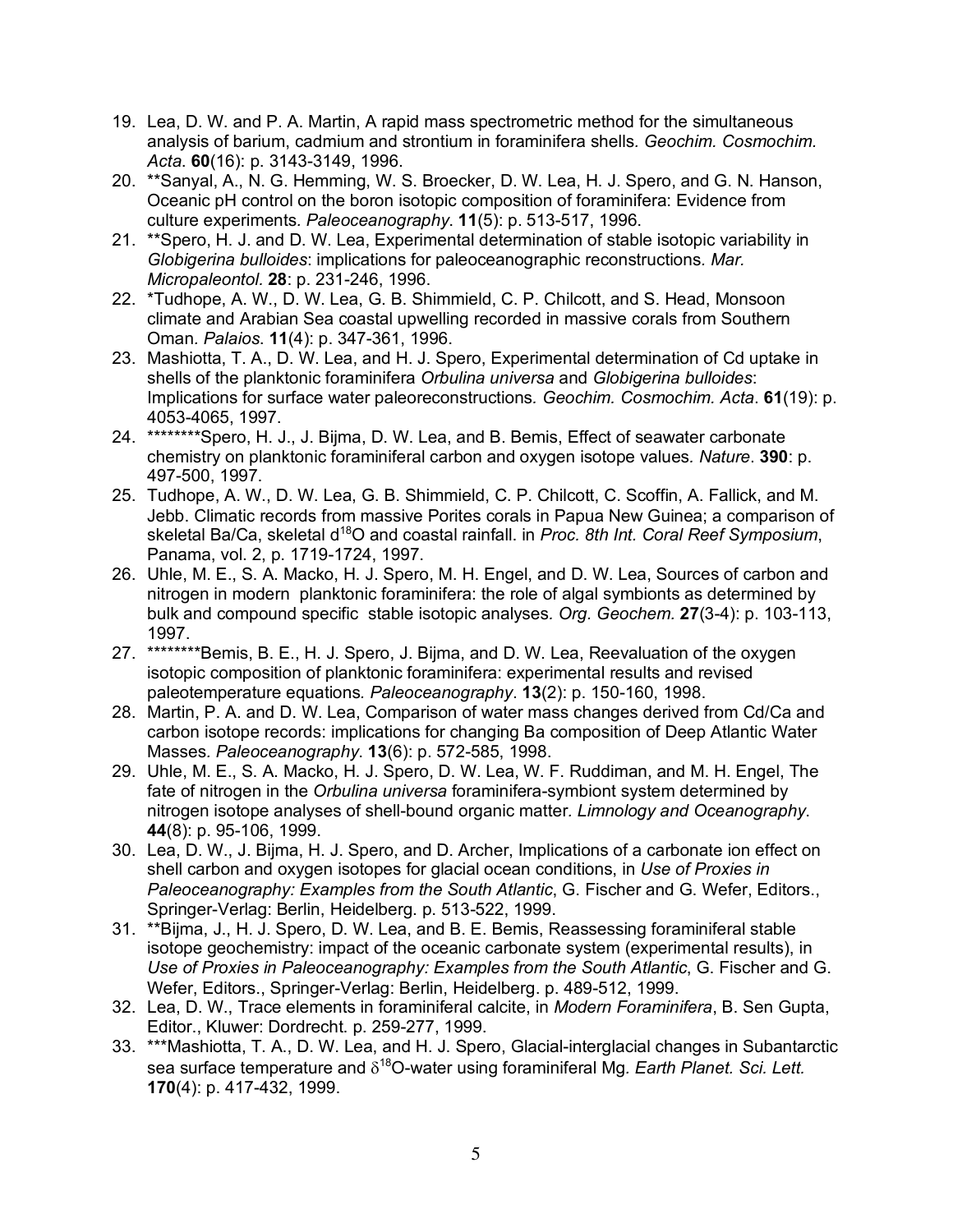19. Lea, D. W. and P. A. Martin, A rapid mass spectrometric method for the simultaneous analysis of barium, cadmium and strontium in foraminifera shells. *Geochim. Cosmochim. Acta.* **60**(16): p. 3143-3149, 1996.
20. **Sanyal, A., N. G. Hemming, W. S. Broecker, D. W. Lea, H. J. Spero, and G. N. Hanson, Oceanic pH control on the boron isotopic composition of foraminifera: Evidence from culture experiments. *Paleoceanography*. **11**(5): p. 513-517, 1996.
21. **Spero, H. J. and D. W. Lea, Experimental determination of stable isotopic variability in *Globigerina bulloides*: implications for paleoceanographic reconstructions. *Mar. Micropaleontol.* **28**: p. 231-246, 1996.
22. *Tudhope, A. W., D. W. Lea, G. B. Shimmield, C. P. Chilcott, and S. Head, Monsoon climate and Arabian Sea coastal upwelling recorded in massive corals from Southern Oman. *Palaios*. **11**(4): p. 347-361, 1996.
23. Mashiotta, T. A., D. W. Lea, and H. J. Spero, Experimental determination of Cd uptake in shells of the planktonic foraminifera *Orbulina universa* and *Globigerina bulloides*: Implications for surface water paleoreconstructions. *Geochim. Cosmochim. Acta*. **61**(19): p. 4053-4065, 1997.
24. ********Spero, H. J., J. Bijma, D. W. Lea, and B. Bemis, Effect of seawater carbonate chemistry on planktonic foraminiferal carbon and oxygen isotope values. *Nature*. **390**: p. 497-500, 1997.
25. Tudhope, A. W., D. W. Lea, G. B. Shimmield, C. P. Chilcott, C. Scoffin, A. Fallick, and M. Jebb. Climatic records from massive Porites corals in Papua New Guinea; a comparison of skeletal Ba/Ca, skeletal d$^{18}$O and coastal rainfall. in *Proc. 8th Int. Coral Reef Symposium*, Panama, vol. 2, p. 1719-1724, 1997.
26. Uhle, M. E., S. A. Macko, H. J. Spero, M. H. Engel, and D. W. Lea, Sources of carbon and nitrogen in modern planktonic foraminifera: the role of algal symbionts as determined by bulk and compound specific stable isotopic analyses. *Org. Geochem.* **27**(3-4): p. 103-113, 1997.
27. ********Bemis, B. E., H. J. Spero, J. Bijma, and D. W. Lea, Reevaluation of the oxygen isotopic composition of planktonic foraminifera: experimental results and revised paleotemperature equations. *Paleoceanography*. **13**(2): p. 150-160, 1998.
28. Martin, P. A. and D. W. Lea, Comparison of water mass changes derived from Cd/Ca and carbon isotope records: implications for changing Ba composition of Deep Atlantic Water Masses. *Paleoceanography*. **13**(6): p. 572-585, 1998.
29. Uhle, M. E., S. A. Macko, H. J. Spero, D. W. Lea, W. F. Ruddiman, and M. H. Engel, The fate of nitrogen in the *Orbulina universa* foraminifera-symbiont system determined by nitrogen isotope analyses of shell-bound organic matter. *Limnology and Oceanography*. **44**(8): p. 95-106, 1999.
30. Lea, D. W., J. Bijma, H. J. Spero, and D. Archer, Implications of a carbonate ion effect on shell carbon and oxygen isotopes for glacial ocean conditions, in *Use of Proxies in Paleoceanography: Examples from the South Atlantic*, G. Fischer and G. Wefer, Editors., Springer-Verlag: Berlin, Heidelberg. p. 513-522, 1999.
31. **Bijma, J., H. J. Spero, D. W. Lea, and B. E. Bemis, Reassessing foraminiferal stable isotope geochemistry: impact of the oceanic carbonate system (experimental results), in *Use of Proxies in Paleoceanography: Examples from the South Atlantic*, G. Fischer and G. Wefer, Editors., Springer-Verlag: Berlin, Heidelberg. p. 489-512, 1999.
32. Lea, D. W., Trace elements in foraminiferal calcite, in *Modern Foraminifera*, B. Sen Gupta, Editor., Kluwer: Dordrecht. p. 259-277, 1999.
33. ***Mashiotta, T. A., D. W. Lea, and H. J. Spero, Glacial-interglacial changes in Subantarctic sea surface temperature and $\delta^{18}$O-water using foraminiferal Mg. *Earth Planet. Sci. Lett.* **170**(4): p. 417-432, 1999.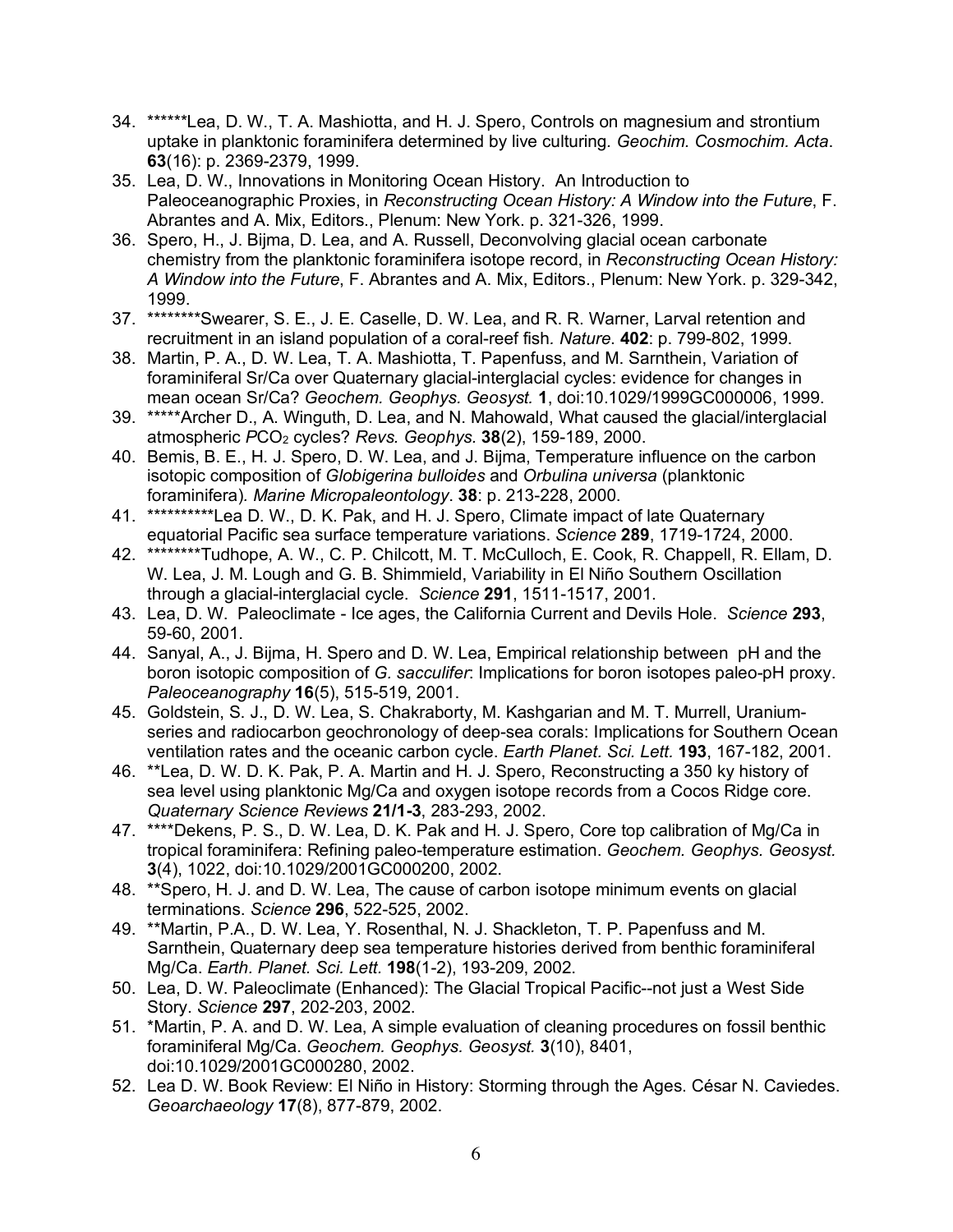34. ******Lea, D. W., T. A. Mashiotta, and H. J. Spero, Controls on magnesium and strontium uptake in planktonic foraminifera determined by live culturing. *Geochim. Cosmochim. Acta*. **63**(16): p. 2369-2379, 1999.
35. Lea, D. W., Innovations in Monitoring Ocean History. An Introduction to Paleoceanographic Proxies, in *Reconstructing Ocean History: A Window into the Future*, F. Abrantes and A. Mix, Editors., Plenum: New York. p. 321-326, 1999.
36. Spero, H., J. Bijma, D. Lea, and A. Russell, Deconvolving glacial ocean carbonate chemistry from the planktonic foraminifera isotope record, in *Reconstructing Ocean History: A Window into the Future*, F. Abrantes and A. Mix, Editors., Plenum: New York. p. 329-342, 1999.
37. ********Swearer, S. E., J. E. Caselle, D. W. Lea, and R. R. Warner, Larval retention and recruitment in an island population of a coral-reef fish. *Nature*. **402**: p. 799-802, 1999.
38. Martin, P. A., D. W. Lea, T. A. Mashiotta, T. Papenfuss, and M. Sarnthein, Variation of foraminiferal Sr/Ca over Quaternary glacial-interglacial cycles: evidence for changes in mean ocean Sr/Ca? *Geochem. Geophys. Geosyst.* **1**, doi:10.1029/1999GC000006, 1999.
39. *****Archer D., A. Winguth, D. Lea, and N. Mahowald, What caused the glacial/interglacial atmospheric $PCO_2$ cycles? *Revs. Geophys.* **38**(2), 159-189, 2000.
40. Bemis, B. E., H. J. Spero, D. W. Lea, and J. Bijma, Temperature influence on the carbon isotopic composition of *Globigerina bulloides* and *Orbulina universa* (planktonic foraminifera). *Marine Micropaleontology*. **38**: p. 213-228, 2000.
41. **********Lea D. W., D. K. Pak, and H. J. Spero, Climate impact of late Quaternary equatorial Pacific sea surface temperature variations. *Science* **289**, 1719-1724, 2000.
42. ********Tudhope, A. W., C. P. Chilcott, M. T. McCulloch, E. Cook, J. Chappell, R. Ellam, D. W. Lea, J. M. Lough and G. B. Shimmield, Variability in El Niño Southern Oscillation through a glacial-interglacial cycle. *Science* **291**, 1511-1517, 2001.
43. Lea, D. W. Paleoclimate - Ice ages, the California Current and Devils Hole. *Science* **293**, 59-60, 2001.
44. Sanyal, A., J. Bijma, H. Spero and D. W. Lea, Empirical relationship between pH and the boron isotopic composition of *G. sacculifer*: Implications for boron isotopes paleo-pH proxy. *Paleoceanography* **16**(5), 515-519, 2001.
45. Goldstein, S. J., D. W. Lea, S. Chakraborty, M. Kashgarian and M. T. Murrell, Uranium-series and radiocarbon geochronology of deep-sea corals: Implications for Southern Ocean ventilation rates and the oceanic carbon cycle. *Earth Planet. Sci. Lett.* **193**, 167-182, 2001.
46. **Lea, D. W. D. K. Pak, P. A. Martin and H. J. Spero, Reconstructing a 350 ky history of sea level using planktonic Mg/Ca and oxygen isotope records from a Cocos Ridge core. *Quaternary Science Reviews* **21/1-3**, 283-293, 2002.
47. ****Dekens, P. S., D. W. Lea, D. K. Pak and H. J. Spero, Core top calibration of Mg/Ca in tropical foraminifera: Refining paleo-temperature estimation. *Geochem. Geophys. Geosyst.* **3**(4), 1022, doi:10.1029/2001GC000200, 2002.
48. **Spero, H. J. and D. W. Lea, The cause of carbon isotope minimum events on glacial terminations. *Science* **296**, 522-525, 2002.
49. **Martin, P.A., D. W. Lea, Y. Rosenthal, N. J. Shackleton, T. P. Papenfuss and M. Sarnthein, Quaternary deep sea temperature histories derived from benthic foraminiferal Mg/Ca. *Earth. Planet. Sci. Lett.* **198**(1-2), 193-209, 2002.
50. Lea, D. W. Paleoclimate (Enhanced): The Glacial Tropical Pacific--not just a West Side Story. *Science* **297**, 202-203, 2002.
51. *Martin, P. A. and D. W. Lea, A simple evaluation of cleaning procedures on fossil benthic foraminiferal Mg/Ca. *Geochem. Geophys. Geosyst.* **3**(10), 8401, doi:10.1029/2001GC000280, 2002.
52. Lea D. W. Book Review: El Niño in History: Storming through the Ages. César N. Caviedes. *Geoarchaeology* **17**(8), 877-879, 2002.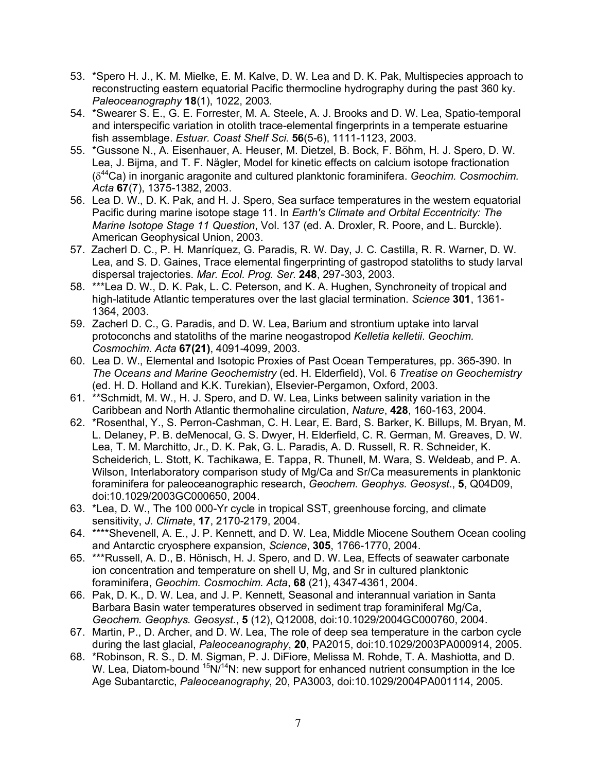53. *Spero H. J., K. M. Mielke, E. M. Kalve, D. W. Lea and D. K. Pak, Multispecies approach to reconstructing eastern equatorial Pacific thermocline hydrography during the past 360 ky. *Paleoceanography* **18**(1), 1022, 2003.
54. *Swearer S. E., G. E. Forrester, M. A. Steele, A. J. Brooks and D. W. Lea, Spatio-temporal and interspecific variation in otolith trace-elemental fingerprints in a temperate estuarine fish assemblage. *Estuar. Coast Shelf Sci.* **56**(5-6), 1111-1123, 2003.
55. *Gussone N., A. Eisenhauer, A. Heuser, M. Dietzel, B. Bock, F. Böhm, H. J. Spero, D. W. Lea, J. Bijma, and T. F. Nägler, Model for kinetic effects on calcium isotope fractionation ($\delta^{44}$Ca) in inorganic aragonite and cultured planktonic foraminifera. *Geochim. Cosmochim. Acta* **67**(7), 1375-1382, 2003.
56. Lea D. W., D. K. Pak, and H. J. Spero, Sea surface temperatures in the western equatorial Pacific during marine isotope stage 11. In *Earth's Climate and Orbital Eccentricity: The Marine Isotope Stage 11 Question*, Vol. 137 (ed. A. Droxler, R. Poore, and L. Burckle). American Geophysical Union, 2003.
57. Zacherl D. C., P. H. Manríquez, G. Paradis, R. W. Day, J. C. Castilla, R. R. Warner, D. W. Lea, and S. D. Gaines, Trace elemental fingerprinting of gastropod statoliths to study larval dispersal trajectories. *Mar. Ecol. Prog. Ser.* **248**, 297-303, 2003.
58. ***Lea D. W., D. K. Pak, L. C. Peterson, and K. A. Hughen, Synchroneity of tropical and high-latitude Atlantic temperatures over the last glacial termination. *Science* **301**, 1361-1364, 2003.
59. Zacherl D. C., G. Paradis, and D. W. Lea, Barium and strontium uptake into larval protoconchs and statoliths of the marine neogastropod *Kelletia kelletii*. *Geochim. Cosmochim. Acta* **67(21)**, 4091-4099, 2003.
60. Lea D. W., Elemental and Isotopic Proxies of Past Ocean Temperatures, pp. 365-390. In *The Oceans and Marine Geochemistry* (ed. H. Elderfield), Vol. 6 *Treatise on Geochemistry* (ed. H. D. Holland and K.K. Turekian), Elsevier-Pergamon, Oxford, 2003.
61. **Schmidt, M. W., H. J. Spero, and D. W. Lea, Links between salinity variation in the Caribbean and North Atlantic thermohaline circulation, *Nature*, **428**, 160-163, 2004.
62. *Rosenthal, Y., S. Perron-Cashman, C. H. Lear, E. Bard, S. Barker, K. Billups, M. Bryan, M. L. Delaney, P. B. deMenocal, G. S. Dwyer, H. Elderfield, C. R. German, M. Greaves, D. W. Lea, T. M. Marchitto, Jr., D. K. Pak, G. L. Paradis, A. D. Russell, R. R. Schneider, K. Scheiderich, L. Stott, K. Tachikawa, E. Tappa, R. Thunell, M. Wara, S. Weldeab, and P. A. Wilson, Interlaboratory comparison study of Mg/Ca and Sr/Ca measurements in planktonic foraminifera for paleoceanographic research, *Geochem. Geophys. Geosyst.*, **5**, Q04D09, doi:10.1029/2003GC000650, 2004.
63. *Lea, D. W., The 100 000-Yr cycle in tropical SST, greenhouse forcing, and climate sensitivity, *J. Climate*, **17**, 2170-2179, 2004.
64. ****Shevenell, A. E., J. P. Kennett, and D. W. Lea, Middle Miocene Southern Ocean cooling and Antarctic cryosphere expansion, *Science*, **305**, 1766-1770, 2004.
65. ***Russell, A. D., B. Hönisch, H. J. Spero, and D. W. Lea, Effects of seawater carbonate ion concentration and temperature on shell U, Mg, and Sr in cultured planktonic foraminifera, *Geochim. Cosmochim. Acta*, **68** (21), 4347-4361, 2004.
66. Pak, D. K., D. W. Lea, and J. P. Kennett, Seasonal and interannual variation in Santa Barbara Basin water temperatures observed in sediment trap foraminiferal Mg/Ca, *Geochem. Geophys. Geosyst.*, **5** (12), Q12008, doi:10.1029/2004GC000760, 2004.
67. Martin, P., D. Archer, and D. W. Lea, The role of deep sea temperature in the carbon cycle during the last glacial, *Paleoceanography*, **20**, PA2015, doi:10.1029/2003PA000914, 2005.
68. *Robinson, R. S., D. M. Sigman, P. J. DiFiore, Melissa M. Rohde, T. A. Mashiotta, and D. W. Lea, Diatom-bound $^{15}$N/$^{14}$N: new support for enhanced nutrient consumption in the Ice Age Subantarctic, *Paleoceanography*, 20, PA3003, doi:10.1029/2004PA001114, 2005.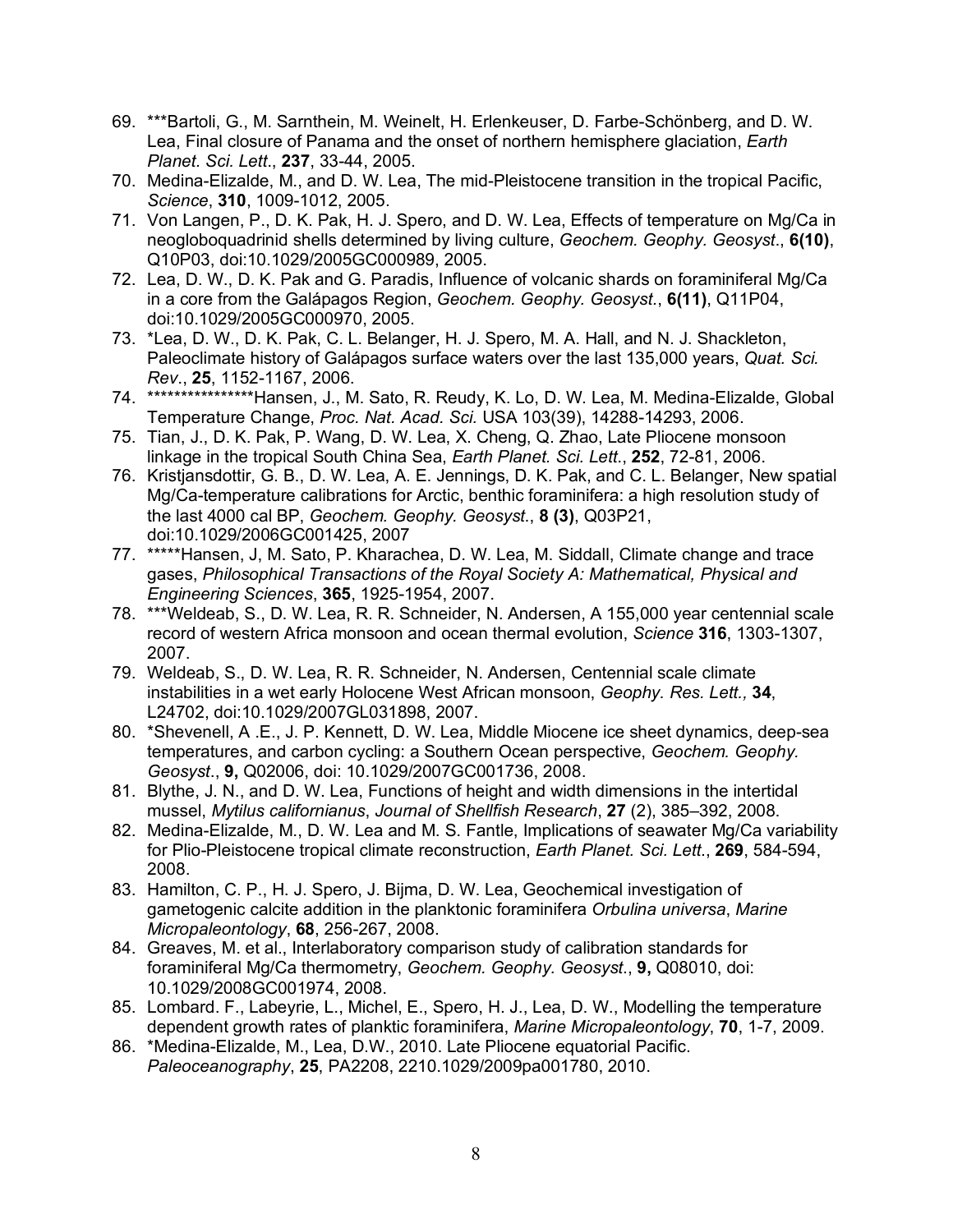69. ***Bartoli, G., M. Sarnthein, M. Weinelt, H. Erlenkeuser, D. Farbe-Schönberg, and D. W. Lea, Final closure of Panama and the onset of northern hemisphere glaciation, *Earth Planet. Sci. Lett*., **237**, 33-44, 2005.
70. Medina-Elizalde, M., and D. W. Lea, The mid-Pleistocene transition in the tropical Pacific, *Science*, **310**, 1009-1012, 2005.
71. Von Langen, P., D. K. Pak, H. J. Spero, and D. W. Lea, Effects of temperature on Mg/Ca in neogloboquadrinid shells determined by living culture, *Geochem. Geophy. Geosyst*., **6(10)**, Q10P03, doi:10.1029/2005GC000989, 2005.
72. Lea, D. W., D. K. Pak and G. Paradis, Influence of volcanic shards on foraminiferal Mg/Ca in a core from the Galápagos Region, *Geochem. Geophy. Geosyst.*, **6(11)**, Q11P04, doi:10.1029/2005GC000970, 2005.
73. *Lea, D. W., D. K. Pak, C. L. Belanger, H. J. Spero, M. A. Hall, and N. J. Shackleton, Paleoclimate history of Galápagos surface waters over the last 135,000 years, *Quat. Sci. Rev*., **25**, 1152-1167, 2006.
74. ****************Hansen, J., M. Sato, R. Reudy, K. Lo, D. W. Lea, M. Medina-Elizalde, Global Temperature Change, *Proc. Nat. Acad. Sci.* USA 103(39), 14288-14293, 2006.
75. Tian, J., D. K. Pak, P. Wang, D. W. Lea, X. Cheng, Q. Zhao, Late Pliocene monsoon linkage in the tropical South China Sea, *Earth Planet. Sci. Lett*., **252**, 72-81, 2006.
76. Kristjansdottir, G. B., D. W. Lea, A. E. Jennings, D. K. Pak, and C. L. Belanger, New spatial Mg/Ca-temperature calibrations for Arctic, benthic foraminifera: a high resolution study of the last 4000 cal BP, *Geochem. Geophy. Geosyst*., **8 (3)**, Q03P21, doi:10.1029/2006GC001425, 2007
77. *****Hansen, J, M. Sato, P. Kharachea, D. W. Lea, M. Siddall, Climate change and trace gases, *Philosophical Transactions of the Royal Society A: Mathematical, Physical and Engineering Sciences*, **365**, 1925-1954, 2007.
78. ***Weldeab, S., D. W. Lea, R. R. Schneider, N. Andersen, A 155,000 year centennial scale record of western Africa monsoon and ocean thermal evolution, *Science* **316**, 1303-1307, 2007.
79. Weldeab, S., D. W. Lea, R. R. Schneider, N. Andersen, Centennial scale climate instabilities in a wet early Holocene West African monsoon, *Geophy. Res. Lett.,* **34**, L24702, doi:10.1029/2007GL031898, 2007.
80. *Shevenell, A .E., J. P. Kennett, D. W. Lea, Middle Miocene ice sheet dynamics, deep-sea temperatures, and carbon cycling: a Southern Ocean perspective, *Geochem. Geophy. Geosyst*., **9,** Q02006, doi: 10.1029/2007GC001736, 2008.
81. Blythe, J. N., and D. W. Lea, Functions of height and width dimensions in the intertidal mussel, *Mytilus californianus*, *Journal of Shellfish Research*, **27** (2), 385–392, 2008.
82. Medina-Elizalde, M., D. W. Lea and M. S. Fantle, Implications of seawater Mg/Ca variability for Plio-Pleistocene tropical climate reconstruction, *Earth Planet. Sci. Lett*., **269**, 584-594, 2008.
83. Hamilton, C. P., H. J. Spero, J. Bijma, D. W. Lea, Geochemical investigation of gametogenic calcite addition in the planktonic foraminifera *Orbulina universa*, *Marine Micropaleontology*, **68**, 256-267, 2008.
84. Greaves, M. et al., Interlaboratory comparison study of calibration standards for foraminiferal Mg/Ca thermometry, *Geochem. Geophy. Geosyst*., **9,** Q08010, doi: 10.1029/2008GC001974, 2008.
85. Lombard. F., Labeyrie, L., Michel, E., Spero, H. J., Lea, D. W., Modelling the temperature dependent growth rates of planktic foraminifera, *Marine Micropaleontology*, **70**, 1-7, 2009.
86. *Medina-Elizalde, M., Lea, D.W., 2010. Late Pliocene equatorial Pacific. *Paleoceanography*, **25**, PA2208, 2210.1029/2009pa001780, 2010.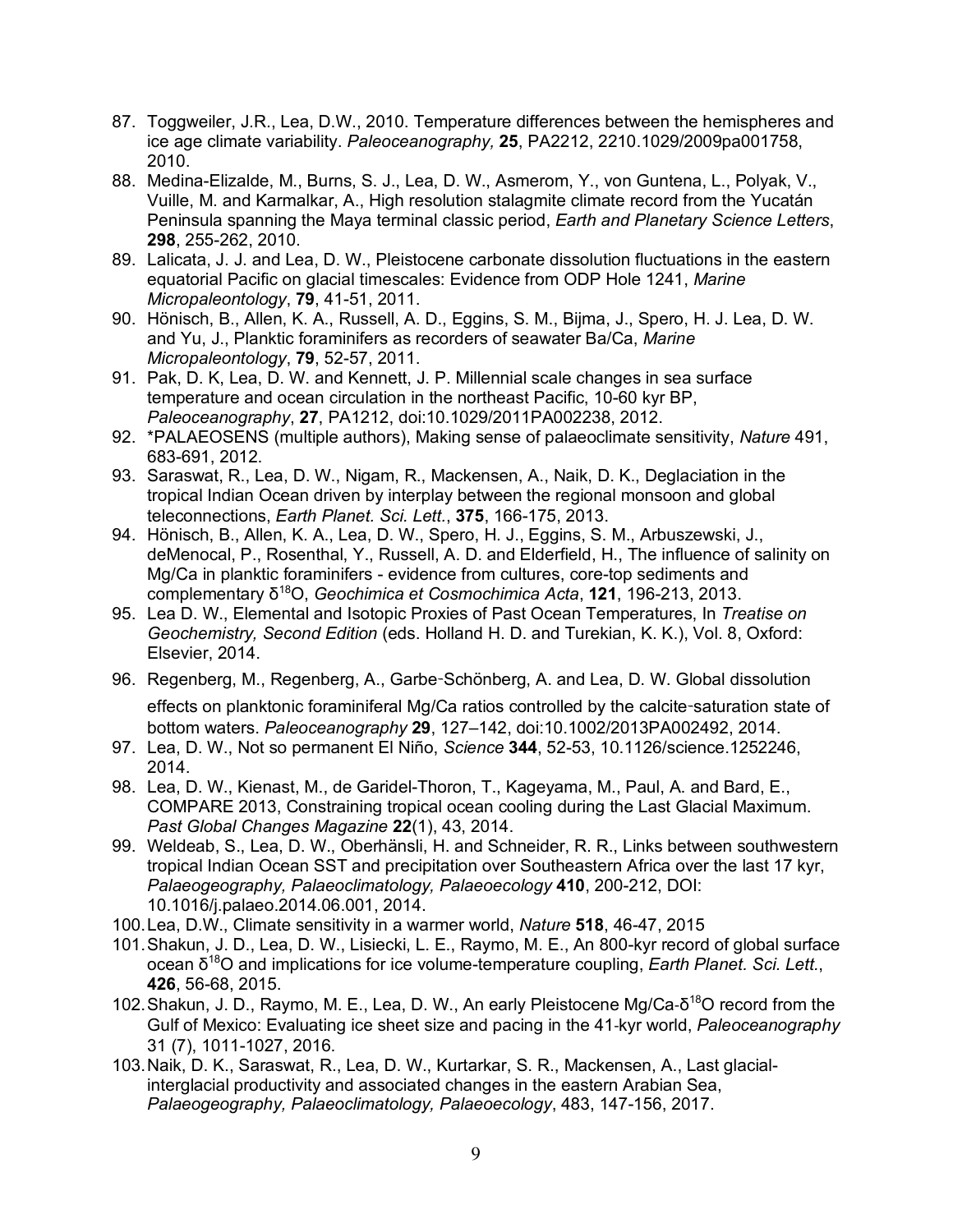87. Toggweiler, J.R., Lea, D.W., 2010. Temperature differences between the hemispheres and ice age climate variability. *Paleoceanography,* **25**, PA2212, 2210.1029/2009pa001758, 2010.
88. Medina-Elizalde, M., Burns, S. J., Lea, D. W., Asmerom, Y., von Guntena, L., Polyak, V., Vuille, M. and Karmalkar, A., High resolution stalagmite climate record from the Yucatán Peninsula spanning the Maya terminal classic period, *Earth and Planetary Science Letters*, **298**, 255-262, 2010.
89. Lalicata, J. J. and Lea, D. W., Pleistocene carbonate dissolution fluctuations in the eastern equatorial Pacific on glacial timescales: Evidence from ODP Hole 1241, *Marine Micropaleontology*, **79**, 41-51, 2011.
90. Hönisch, B., Allen, K. A., Russell, A. D., Eggins, S. M., Bijma, J., Spero, H. J. Lea, D. W. and Yu, J., Planktic foraminifers as recorders of seawater Ba/Ca, *Marine Micropaleontology*, **79**, 52-57, 2011.
91. Pak, D. K, Lea, D. W. and Kennett, J. P. Millennial scale changes in sea surface temperature and ocean circulation in the northeast Pacific, 10-60 kyr BP, *Paleoceanography*, **27**, PA1212, doi:10.1029/2011PA002238, 2012.
92. *PALAEOSENS (multiple authors), Making sense of palaeoclimate sensitivity, *Nature* 491, 683-691, 2012.
93. Saraswat, R., Lea, D. W., Nigam, R., Mackensen, A., Naik, D. K., Deglaciation in the tropical Indian Ocean driven by interplay between the regional monsoon and global teleconnections, *Earth Planet. Sci. Lett.*, **375**, 166-175, 2013.
94. Hönisch, B., Allen, K. A., Lea, D. W., Spero, H. J., Eggins, S. M., Arbuszewski, J., deMenocal, P., Rosenthal, Y., Russell, A. D. and Elderfield, H., The influence of salinity on Mg/Ca in planktic foraminifers - evidence from cultures, core-top sediments and complementary $\delta^{18}$O, *Geochimica et Cosmochimica Acta*, **121**, 196-213, 2013.
95. Lea D. W., Elemental and Isotopic Proxies of Past Ocean Temperatures, In *Treatise on Geochemistry, Second Edition* (eds. Holland H. D. and Turekian, K. K.), Vol. 8, Oxford: Elsevier, 2014.
96. Regenberg, M., Regenberg, A., Garbe-Schönberg, A. and Lea, D. W. Global dissolution effects on planktonic foraminiferal Mg/Ca ratios controlled by the calcite-saturation state of bottom waters. *Paleoceanography* **29**, 127–142, doi:10.1002/2013PA002492, 2014.
97. Lea, D. W., Not so permanent El Niño, *Science* **344**, 52-53, 10.1126/science.1252246, 2014.
98. Lea, D. W., Kienast, M., de Garidel-Thoron, T., Kageyama, M., Paul, A. and Bard, E., COMPARE 2013, Constraining tropical ocean cooling during the Last Glacial Maximum. *Past Global Changes Magazine* **22**(1), 43, 2014.
99. Weldeab, S., Lea, D. W., Oberhänsli, H. and Schneider, R. R., Links between southwestern tropical Indian Ocean SST and precipitation over Southeastern Africa over the last 17 kyr, *Palaeogeography, Palaeoclimatology, Palaeoecology* **410**, 200-212, DOI: 10.1016/j.palaeo.2014.06.001, 2014.
100. Lea, D.W., Climate sensitivity in a warmer world, *Nature* **518**, 46-47, 2015
101. Shakun, J. D., Lea, D. W., Lisiecki, L. E., Raymo, M. E., An 800-kyr record of global surface ocean $\delta^{18}$O and implications for ice volume-temperature coupling, *Earth Planet. Sci. Lett.*, **426**, 56-68, 2015.
102. Shakun, J. D., Raymo, M. E., Lea, D. W., An early Pleistocene Mg/Ca-$\delta^{18}$O record from the Gulf of Mexico: Evaluating ice sheet size and pacing in the 41-kyr world, *Paleoceanography* 31 (7), 1011-1027, 2016.
103. Naik, D. K., Saraswat, R., Lea, D. W., Kurtarkar, S. R., Mackensen, A., Last glacial-interglacial productivity and associated changes in the eastern Arabian Sea, *Palaeogeography, Palaeoclimatology, Palaeoecology*, 483, 147-156, 2017.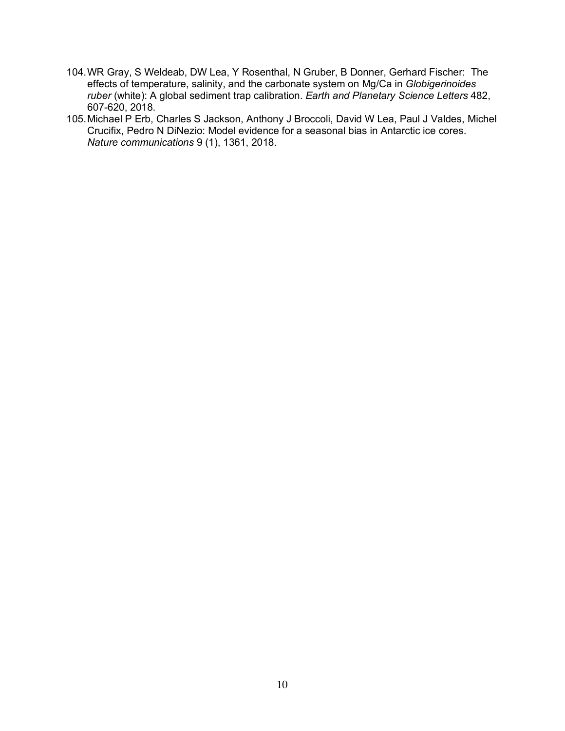104. WR Gray, S Weldeab, DW Lea, Y Rosenthal, N Gruber, B Donner, Gerhard Fischer: The effects of temperature, salinity, and the carbonate system on Mg/Ca in *Globigerinoides ruber* (white): A global sediment trap calibration. *Earth and Planetary Science Letters* 482, 607-620, 2018.
105. Michael P Erb, Charles S Jackson, Anthony J Broccoli, David W Lea, Paul J Valdes, Michel Crucifix, Pedro N DiNezio: Model evidence for a seasonal bias in Antarctic ice cores. *Nature communications* 9 (1), 1361, 2018.